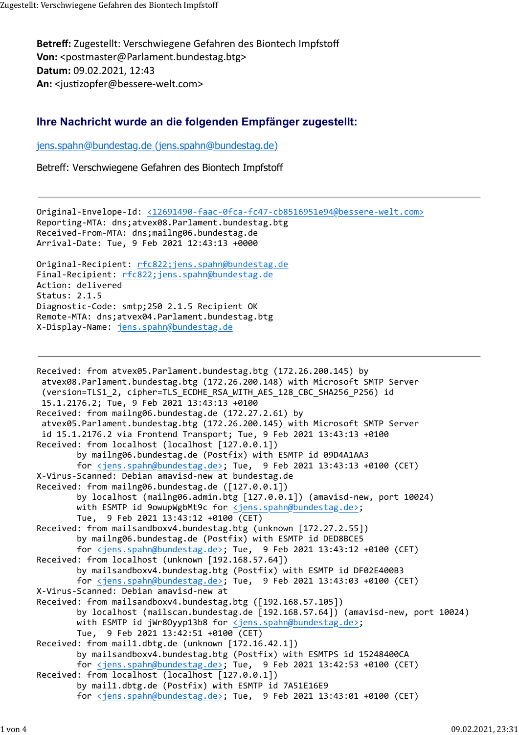**Betreff:** Zugestellt: Verschwiegene Gefahren des Biontech Impfstoff
**Von:** <postmaster@Parlament.bundestag.btg>
**Datum:** 09.02.2021, 12:43
**An:** <justizopfer@bessere-welt.com>

## Ihre Nachricht wurde an die folgenden Empfänger zugestellt:

jens.spahn@bundestag.de (jens.spahn@bundestag.de)

Betreff: Verschwiegene Gefahren des Biontech Impfstoff

---

```
Original-Envelope-Id: <12691490-faac-0fca-fc47-cb8516951e94@bessere-welt.com>
Reporting-MTA: dns;atvex08.Parlament.bundestag.btg
Received-From-MTA: dns;mailng06.bundestag.de
Arrival-Date: Tue, 9 Feb 2021 12:43:13 +0000

Original-Recipient: rfc822;jens.spahn@bundestag.de
Final-Recipient: rfc822;jens.spahn@bundestag.de
Action: delivered
Status: 2.1.5
Diagnostic-Code: smtp;250 2.1.5 Recipient OK
Remote-MTA: dns;atvex04.Parlament.bundestag.btg
X-Display-Name: jens.spahn@bundestag.de
```

---

```
Received: from atvex05.Parlament.bundestag.btg (172.26.200.145) by
 atvex08.Parlament.bundestag.btg (172.26.200.148) with Microsoft SMTP Server
 (version=TLS1_2, cipher=TLS_ECDHE_RSA_WITH_AES_128_CBC_SHA256_P256) id
 15.1.2176.2; Tue, 9 Feb 2021 13:43:13 +0100
Received: from mailng06.bundestag.de (172.27.2.61) by
 atvex05.Parlament.bundestag.btg (172.26.200.145) with Microsoft SMTP Server
 id 15.1.2176.2 via Frontend Transport; Tue, 9 Feb 2021 13:43:13 +0100
Received: from localhost (localhost [127.0.0.1])
        by mailng06.bundestag.de (Postfix) with ESMTP id 09D4A1AA3
        for <jens.spahn@bundestag.de>; Tue,  9 Feb 2021 13:43:13 +0100 (CET)
X-Virus-Scanned: Debian amavisd-new at bundestag.de
Received: from mailng06.bundestag.de ([127.0.0.1])
        by localhost (mailng06.admin.btg [127.0.0.1]) (amavisd-new, port 10024)
        with ESMTP id 9owupWgbMt9c for <jens.spahn@bundestag.de>;
        Tue,  9 Feb 2021 13:43:12 +0100 (CET)
Received: from mailsandboxv4.bundestag.btg (unknown [172.27.2.55])
        by mailng06.bundestag.de (Postfix) with ESMTP id DED8BCE5
        for <jens.spahn@bundestag.de>; Tue,  9 Feb 2021 13:43:12 +0100 (CET)
Received: from localhost (unknown [192.168.57.64])
        by mailsandboxv4.bundestag.btg (Postfix) with ESMTP id DF02E400B3
        for <jens.spahn@bundestag.de>; Tue,  9 Feb 2021 13:43:03 +0100 (CET)
X-Virus-Scanned: Debian amavisd-new at
Received: from mailsandboxv4.bundestag.btg ([192.168.57.105])
        by localhost (mailscan.bundestag.de [192.168.57.64]) (amavisd-new, port 10024)
        with ESMTP id jWr8Oyyp13b8 for <jens.spahn@bundestag.de>;
        Tue,  9 Feb 2021 13:42:51 +0100 (CET)
Received: from mail1.dbtg.de (unknown [172.16.42.1])
        by mailsandboxv4.bundestag.btg (Postfix) with ESMTPS id 15248400CA
        for <jens.spahn@bundestag.de>; Tue,  9 Feb 2021 13:42:53 +0100 (CET)
Received: from localhost (localhost [127.0.0.1])
        by mail1.dbtg.de (Postfix) with ESMTP id 7A51E16E9
        for <jens.spahn@bundestag.de>; Tue,  9 Feb 2021 13:43:01 +0100 (CET)
```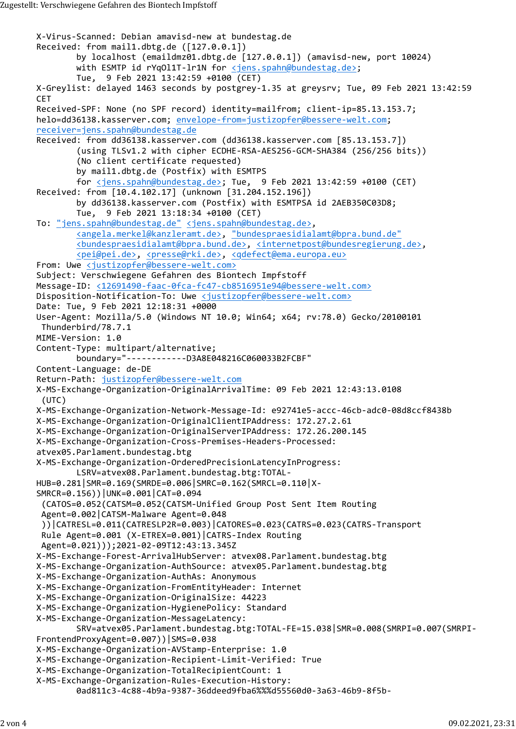```
X-Virus-Scanned: Debian amavisd-new at bundestag.de
Received: from mail1.dbtg.de ([127.0.0.1])
        by localhost (emaildmz01.dbtg.de [127.0.0.1]) (amavisd-new, port 10024)
        with ESMTP id rYqOl1T-lr1N for <jens.spahn@bundestag.de>;
        Tue,  9 Feb 2021 13:42:59 +0100 (CET)
X-Greylist: delayed 1463 seconds by postgrey-1.35 at greysrv; Tue, 09 Feb 2021 13:42:59
CET
Received-SPF: None (no SPF record) identity=mailfrom; client-ip=85.13.153.7;
helo=dd36138.kasserver.com; envelope-from=justizopfer@bessere-welt.com;
receiver=jens.spahn@bundestag.de
Received: from dd36138.kasserver.com (dd36138.kasserver.com [85.13.153.7])
        (using TLSv1.2 with cipher ECDHE-RSA-AES256-GCM-SHA384 (256/256 bits))
        (No client certificate requested)
        by mail1.dbtg.de (Postfix) with ESMTPS
        for <jens.spahn@bundestag.de>; Tue,  9 Feb 2021 13:42:59 +0100 (CET)
Received: from [10.4.102.17] (unknown [31.204.152.196])
        by dd36138.kasserver.com (Postfix) with ESMTPSA id 2AEB350C03D8;
        Tue,  9 Feb 2021 13:18:34 +0100 (CET)
To: "jens.spahn@bundestag.de" <jens.spahn@bundestag.de>,
        <angela.merkel@kanzleramt.de>, "bundespraesidialamt@bpra.bund.de"
        <bundespraesidialamt@bpra.bund.de>, <internetpost@bundesregierung.de>,
        <pei@pei.de>, <presse@rki.de>, <qdefect@ema.europa.eu>
From: Uwe <justizopfer@bessere-welt.com>
Subject: Verschwiegene Gefahren des Biontech Impfstoff
Message-ID: <12691490-faac-0fca-fc47-cb8516951e94@bessere-welt.com>
Disposition-Notification-To: Uwe <justizopfer@bessere-welt.com>
Date: Tue, 9 Feb 2021 12:18:31 +0000
User-Agent: Mozilla/5.0 (Windows NT 10.0; Win64; x64; rv:78.0) Gecko/20100101
 Thunderbird/78.7.1
MIME-Version: 1.0
Content-Type: multipart/alternative;
        boundary="------------D3A8E048216C060033B2FCBF"
Content-Language: de-DE
Return-Path: justizopfer@bessere-welt.com
X-MS-Exchange-Organization-OriginalArrivalTime: 09 Feb 2021 12:43:13.0108
 (UTC)
X-MS-Exchange-Organization-Network-Message-Id: e92741e5-accc-46cb-adc0-08d8ccf8438b
X-MS-Exchange-Organization-OriginalClientIPAddress: 172.27.2.61
X-MS-Exchange-Organization-OriginalServerIPAddress: 172.26.200.145
X-MS-Exchange-Organization-Cross-Premises-Headers-Processed:
atvex05.Parlament.bundestag.btg
X-MS-Exchange-Organization-OrderedPrecisionLatencyInProgress:
        LSRV=atvex08.Parlament.bundestag.btg:TOTAL-
HUB=0.281|SMR=0.169(SMRDE=0.006|SMRC=0.162(SMRCL=0.110|X-
SMRCR=0.156))|UNK=0.001|CAT=0.094
 (CATOS=0.052(CATSM=0.052(CATSM-Unified Group Post Sent Item Routing
 Agent=0.002|CATSM-Malware Agent=0.048
 ))|CATRESL=0.011(CATRESLP2R=0.003)|CATORES=0.023(CATRS=0.023(CATRS-Transport
 Rule Agent=0.001 (X-ETREX=0.001)|CATRS-Index Routing
 Agent=0.021)));2021-02-09T12:43:13.345Z
X-MS-Exchange-Forest-ArrivalHubServer: atvex08.Parlament.bundestag.btg
X-MS-Exchange-Organization-AuthSource: atvex05.Parlament.bundestag.btg
X-MS-Exchange-Organization-AuthAs: Anonymous
X-MS-Exchange-Organization-FromEntityHeader: Internet
X-MS-Exchange-Organization-OriginalSize: 44223
X-MS-Exchange-Organization-HygienePolicy: Standard
X-MS-Exchange-Organization-MessageLatency:
        SRV=atvex05.Parlament.bundestag.btg:TOTAL-FE=15.038|SMR=0.008(SMRPI=0.007(SMRPI-
FrontendProxyAgent=0.007))|SMS=0.038
X-MS-Exchange-Organization-AVStamp-Enterprise: 1.0
X-MS-Exchange-Organization-Recipient-Limit-Verified: True
X-MS-Exchange-Organization-TotalRecipientCount: 1
X-MS-Exchange-Organization-Rules-Execution-History:
        0ad811c3-4c88-4b9a-9387-36ddeed9fba6%%%d55560d0-3a63-46b9-8f5b-
```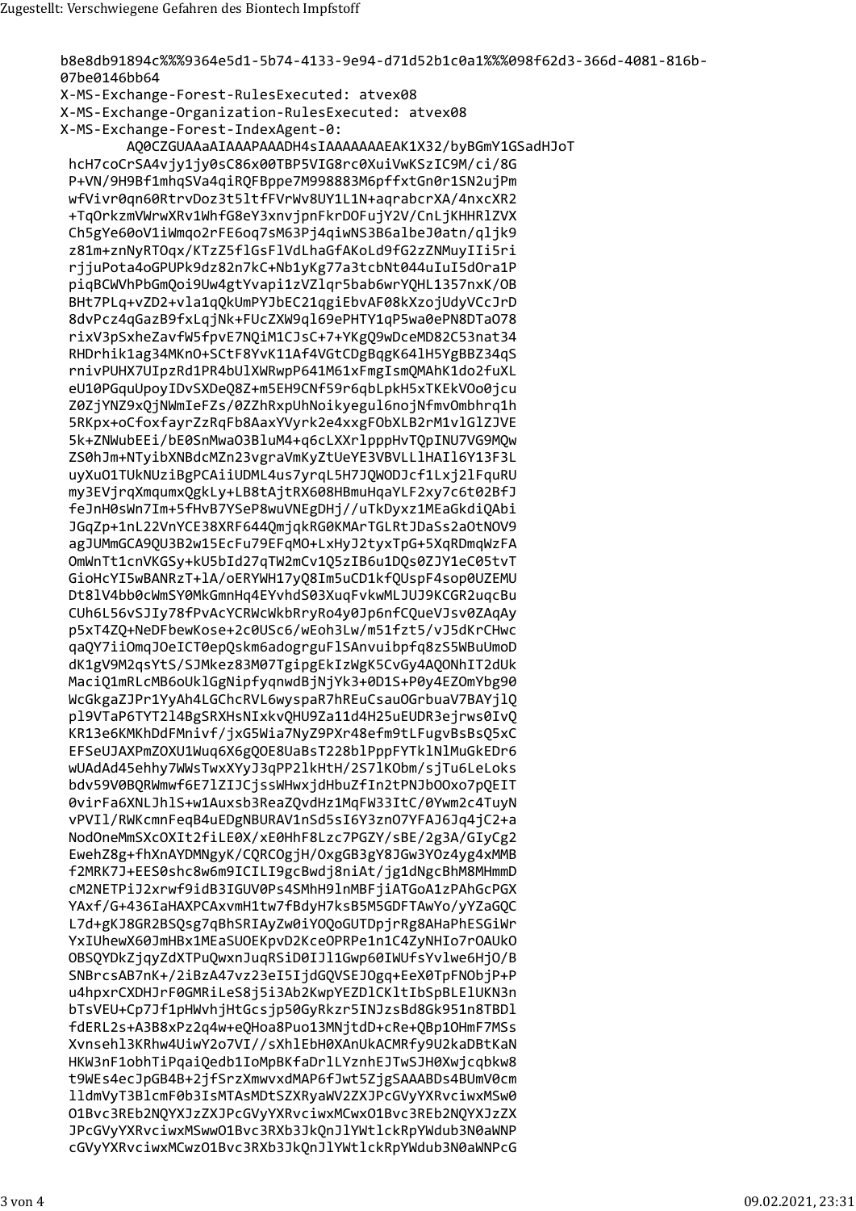```
b8e8db91894c%%%9364e5d1-5b74-4133-9e94-d71d52b1c0a1%%%098f62d3-366d-4081-816b-
07be0146bb64
X-MS-Exchange-Forest-RulesExecuted: atvex08
X-MS-Exchange-Organization-RulesExecuted: atvex08
X-MS-Exchange-Forest-IndexAgent-0:
	AQ0CZGUAAaAIAAAPAAADH4sIAAAAAAAEAK1X32/byBGmY1GSadHJoT
 hcH7coCrSA4vjy1jy0sC86x00TBP5VIG8rc0XuiVwKSzIC9M/ci/8G
 P+VN/9H9Bf1mhqSVa4qiRQFBppe7M998883M6pffxtGn0r1SN2ujPm
 wfVivr0qn60RtrvDoz3t5ltfFVrWv8UY1L1N+aqrabcrXA/4nxcXR2
 +TqOrkzmVWrwXRv1WhfG8eY3xnvjpnFkrDOFujY2V/CnLjKHHRlZVX
 Ch5gYe60oV1iWmqo2rFE6oq7sM63Pj4qiwNS3B6albeJ0atn/qljk9
 z81m+znNyRTOqx/KTzZ5flGsFlVdLhaGfAKoLd9fG2zZNMuyIIi5ri
 rjjuPota4oGPUPk9dz82n7kC+Nb1yKg77a3tcbNt044uIuI5dOra1P
 piqBCWVhPbGmQoi9Uw4gtYvapi1zVZlqr5bab6wrYQHL1357nxK/OB
 BHt7PLq+vZD2+vla1qQkUmPYJbEC21qgiEbvAF08kXzojUdyVCcJrD
 8dvPcz4qGazB9fxLqjNk+FUcZXW9ql69ePHTY1qP5wa0ePN8DTaO78
 rixV3pSxheZavfW5fpvE7NQiM1CJsC+7+YKgQ9wDceMD82C53nat34
 RHDrhik1ag34MKnO+SCtF8YvK11Af4VGtCDgBqgK64lH5YgBBZ34qS
 rnivPUHX7UIpzRd1PR4bUlXWRwpP641M61xFmgIsmQMAhK1do2fuXL
 eU10PGquUpoyIDvSXDeQ8Z+m5EH9CNf59r6qbLpkH5xTKEkVOo0jcu
 Z0ZjYNZ9xQjNWmIeFZs/0ZZhRxpUhNoikyegul6nojNfmvOmbhrq1h
 5RKpx+oCfoxfayrZzRqFb8AaxYVyrk2e4xxgFObXLB2rM1vlGlZJVE
 5k+ZNWubEEi/bE0SnMwaO3BluM4+q6cLXXrlpppHvTQpINU7VG9MQw
 ZS0hJm+NTyibXNBdcMZn23vgraVmKyZtUeYE3VBVLLlHAIl6Y13F3L
 uyXuO1TUkNUziBgPCAiiUDML4us7yrqL5H7JQWODJcf1Lxj2lFquRU
 my3EVjrqXmqumxQgkLy+LB8tAjtRX608HBmuHqaYLF2xy7c6t02BfJ
 feJnH0sWn7Im+5fHvB7YSeP8wuVNEgDHj//uTkDyxz1MEaGkdiQAbi
 JGqZp+1nL22VnYCE38XRF644QmjqkRG0KMArTGLRtJDaSs2aOtNOV9
 agJUMmGCA9QU3B2w15EcFu79EFqMO+LxHyJ2tyxTpG+5XqRDmqWzFA
 OmWnTt1cnVKGSy+kU5bId27qTW2mCv1Q5zIB6u1DQs0ZJY1eC05tvT
 GioHcYI5wBANRzT+lA/oERYWH17yQ8Im5uCD1kfQUspF4sop0UZEMU
 Dt8lV4bb0cWmSY0MkGmnHq4EYvhdS03XuqFvkwMLJUJ9KCGR2uqcBu
 CUh6L56vSJIy78fPvAcYCRWcWkbRryRo4y0Jp6nfCQueVJsv0ZAqAy
 p5xT4ZQ+NeDFbewKose+2c0USc6/wEoh3Lw/m51fzt5/vJ5dKrCHwc
 qaQY7iiOmqJOeICT0epQskm6adogrguFlSAnvuibpfq8zS5WBuUmoD
 dK1gV9M2qsYtS/SJMkez83M07TgipgEkIzWgK5CvGy4AQONhIT2dUk
 MaciQ1mRLcMB6oUklGgNipfyqnwdBjNjYk3+0D1S+P0y4EZOmYbg90
 WcGkgaZJPr1YyAh4LGChcRVL6wyspaR7hREuCsauOGrbuaV7BAYjlQ
 pl9VTaP6TYT2l4BgSRXHsNIxkvQHU9Za11d4H25uEUDR3ejrws0IvQ
 KR13e6KMKhDdFMnivf/jxG5Wia7NyZ9PXr48efm9tLFugvBsBsQ5xC
 EFSeUJAXPmZOXU1Wuq6X6gQOE8UaBsT228blPppFYTklNlMuGkEDr6
 wUAdAd45ehhy7WWsTwxXYyJ3qPP2lkHtH/2S7lKObm/sjTu6LeLoks
 bdv59V0BQRWmwf6E7lZIJCjssWHwxjdHbuZfIn2tPNJbOOxo7pQEIT
 0virFa6XNLJhlS+w1Auxsb3ReaZQvdHz1MqFW33ItC/0Ywm2c4TuyN
 vPVIl/RWKcmnFeqB4uEDgNBURAV1nSd5sI6Y3znO7YFAJ6Jq4jC2+a
 NodOneMmSXcOXIt2fiLE0X/xE0HhF8Lzc7PGZY/sBE/2g3A/GIyCg2
 EwehZ8g+fhXnAYDMNgyK/CQRCOgjH/OxgGB3gY8JGw3YOz4yg4xMMB
 f2MRK7J+EES0shc8w6m9ICILI9gcBwdj8niAt/jg1dNgcBhM8MHmmD
 cM2NETPiJ2xrwf9idB3IGUV0Ps4SMhH9lnMBFjiATGoA1zPAhGcPGX
 YAxf/G+436IaHAXPCAxvmH1tw7fBdyH7ksB5M5GDFTAwYo/yYZaGQC
 L7d+gKJ8GR2BSQsg7qBhSRIAyZw0iYOQoGUTDpjrRg8AHaPhESGiWr
 YxIUhewX60JmHBx1MEaSUOEKpvD2KceOPRPe1n1C4ZyNHIo7rOAUkO
 OBSQYDkZjqyZdXTPuQwxnJuqRSiD0IJl1Gwp60IWUfsYvlwe6HjO/B
 SNBrcsAB7nK+/2iBzA47vz23eI5IjdGQVSEJOgq+EeX0TpFNObjP+P
 u4hpxrCXDHJrF0GMRiLeS8j5i3Ab2KwpYEZDlCKltIbSpBLElUKN3n
 bTsVEU+Cp7Jf1pHWvhjHtGcsjp50GyRkzr5INJzsBd8Gk951n8TBDl
 fdERL2s+A3B8xPz2q4w+eQHoa8Puo13MNjtdD+cRe+QBp1OHmF7MSs
 Xvnsehl3KRhw4UiwY2o7VI//sXhlEbH0XAnUkACMRfy9U2kaDBtKaN
 HKW3nF1obhTiPqaiQedb1IoMpBKfaDrlLYznhEJTwSJH0Xwjcqbkw8
 t9WEs4ecJpGB4B+2jfSrzXmwvxdMAP6fJwt5ZjgSAAABDs4BUmV0cm
 lldmVyT3BlcmF0b3IsMTAsMDtSZXRyaWV2ZXJPcGVyYXRvciwxMSw0
 O1Bvc3REb2NQYXJzZXJPcGVyYXRvciwxMCwxO1Bvc3REb2NQYXJzZX
 JPcGVyYXRvciwxMSwwO1Bvc3RXb3JkQnJlYWtlckRpYWdub3N0aWNP
 cGVyYXRvciwxMCwzO1Bvc3RXb3JkQnJlYWtlckRpYWdub3N0aWNPcG
```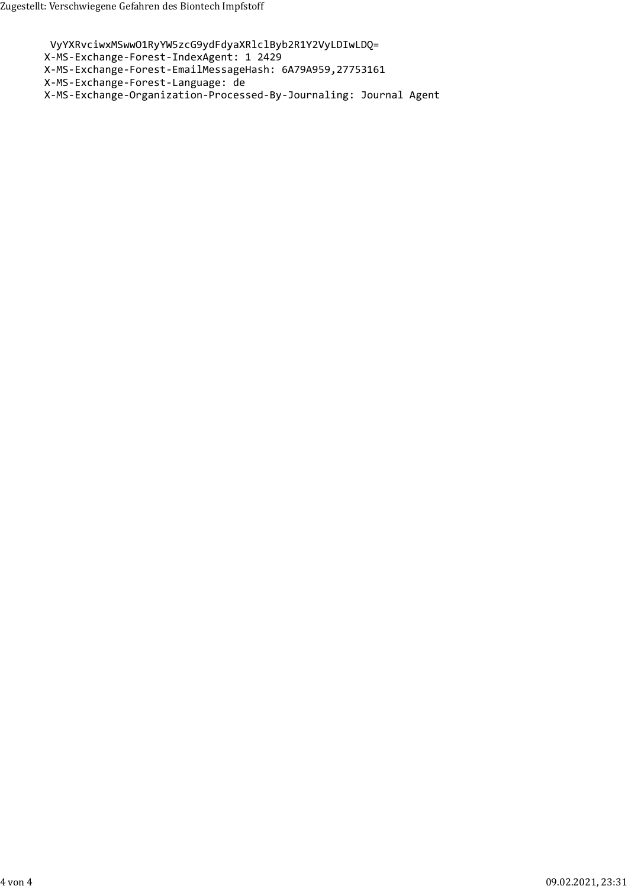```
 VyYXRvciwxMSwwO1RyYW5zcG9ydFdyaXRlclByb2R1Y2VyLDIwLDQ=
X-MS-Exchange-Forest-IndexAgent: 1 2429
X-MS-Exchange-Forest-EmailMessageHash: 6A79A959,27753161
X-MS-Exchange-Forest-Language: de
X-MS-Exchange-Organization-Processed-By-Journaling: Journal Agent
```